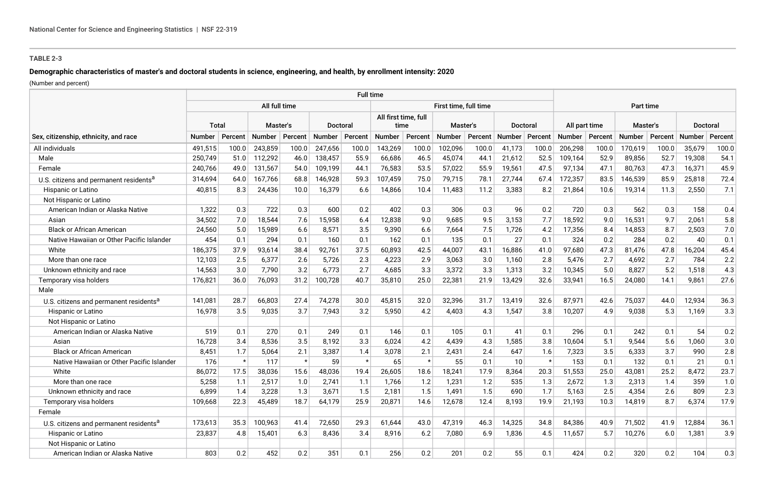TABLE 2-3

**Demographic characteristics of master's and doctoral students in science, engineering, and health, by enrollment intensity: 2020**

(Number and percent)

| Sex, citizenship, ethnicity, and race | Full time | | | | | | | | | | | | Part time | | | | | |
|---|---|---|---|---|---|---|---|---|---|---|---|---|---|---|---|---|---|---|
| | All full time | | | | | | First time, full time | | | | | | | | | | | |
| | Total | | Master's | | Doctoral | | All first time, full time | | Master's | | Doctoral | | All part time | | Master's | | Doctoral | |
| | Number | Percent | Number | Percent | Number | Percent | Number | Percent | Number | Percent | Number | Percent | Number | Percent | Number | Percent | Number | Percent |
| All individuals | 491,515 | 100.0 | 243,859 | 100.0 | 247,656 | 100.0 | 143,269 | 100.0 | 102,096 | 100.0 | 41,173 | 100.0 | 206,298 | 100.0 | 170,619 | 100.0 | 35,679 | 100.0 |
| Male | 250,749 | 51.0 | 112,292 | 46.0 | 138,457 | 55.9 | 66,686 | 46.5 | 45,074 | 44.1 | 21,612 | 52.5 | 109,164 | 52.9 | 89,856 | 52.7 | 19,308 | 54.1 |
| Female | 240,766 | 49.0 | 131,567 | 54.0 | 109,199 | 44.1 | 76,583 | 53.5 | 57,022 | 55.9 | 19,561 | 47.5 | 97,134 | 47.1 | 80,763 | 47.3 | 16,371 | 45.9 |
| U.S. citizens and permanent residents[a] | 314,694 | 64.0 | 167,766 | 68.8 | 146,928 | 59.3 | 107,459 | 75.0 | 79,715 | 78.1 | 27,744 | 67.4 | 172,357 | 83.5 | 146,539 | 85.9 | 25,818 | 72.4 |
| Hispanic or Latino | 40,815 | 8.3 | 24,436 | 10.0 | 16,379 | 6.6 | 14,866 | 10.4 | 11,483 | 11.2 | 3,383 | 8.2 | 21,864 | 10.6 | 19,314 | 11.3 | 2,550 | 7.1 |
| Not Hispanic or Latino | | | | | | | | | | | | | | | | | | |
| American Indian or Alaska Native | 1,322 | 0.3 | 722 | 0.3 | 600 | 0.2 | 402 | 0.3 | 306 | 0.3 | 96 | 0.2 | 720 | 0.3 | 562 | 0.3 | 158 | 0.4 |
| Asian | 34,502 | 7.0 | 18,544 | 7.6 | 15,958 | 6.4 | 12,838 | 9.0 | 9,685 | 9.5 | 3,153 | 7.7 | 18,592 | 9.0 | 16,531 | 9.7 | 2,061 | 5.8 |
| Black or African American | 24,560 | 5.0 | 15,989 | 6.6 | 8,571 | 3.5 | 9,390 | 6.6 | 7,664 | 7.5 | 1,726 | 4.2 | 17,356 | 8.4 | 14,853 | 8.7 | 2,503 | 7.0 |
| Native Hawaiian or Other Pacific Islander | 454 | 0.1 | 294 | 0.1 | 160 | 0.1 | 162 | 0.1 | 135 | 0.1 | 27 | 0.1 | 324 | 0.2 | 284 | 0.2 | 40 | 0.1 |
| White | 186,375 | 37.9 | 93,614 | 38.4 | 92,761 | 37.5 | 60,893 | 42.5 | 44,007 | 43.1 | 16,886 | 41.0 | 97,680 | 47.3 | 81,476 | 47.8 | 16,204 | 45.4 |
| More than one race | 12,103 | 2.5 | 6,377 | 2.6 | 5,726 | 2.3 | 4,223 | 2.9 | 3,063 | 3.0 | 1,160 | 2.8 | 5,476 | 2.7 | 4,692 | 2.7 | 784 | 2.2 |
| Unknown ethnicity and race | 14,563 | 3.0 | 7,790 | 3.2 | 6,773 | 2.7 | 4,685 | 3.3 | 3,372 | 3.3 | 1,313 | 3.2 | 10,345 | 5.0 | 8,827 | 5.2 | 1,518 | 4.3 |
| Temporary visa holders | 176,821 | 36.0 | 76,093 | 31.2 | 100,728 | 40.7 | 35,810 | 25.0 | 22,381 | 21.9 | 13,429 | 32.6 | 33,941 | 16.5 | 24,080 | 14.1 | 9,861 | 27.6 |
| Male | | | | | | | | | | | | | | | | | | |
| U.S. citizens and permanent residents[a] | 141,081 | 28.7 | 66,803 | 27.4 | 74,278 | 30.0 | 45,815 | 32.0 | 32,396 | 31.7 | 13,419 | 32.6 | 87,971 | 42.6 | 75,037 | 44.0 | 12,934 | 36.3 |
| Hispanic or Latino | 16,978 | 3.5 | 9,035 | 3.7 | 7,943 | 3.2 | 5,950 | 4.2 | 4,403 | 4.3 | 1,547 | 3.8 | 10,207 | 4.9 | 9,038 | 5.3 | 1,169 | 3.3 |
| Not Hispanic or Latino | | | | | | | | | | | | | | | | | | |
| American Indian or Alaska Native | 519 | 0.1 | 270 | 0.1 | 249 | 0.1 | 146 | 0.1 | 105 | 0.1 | 41 | 0.1 | 296 | 0.1 | 242 | 0.1 | 54 | 0.2 |
| Asian | 16,728 | 3.4 | 8,536 | 3.5 | 8,192 | 3.3 | 6,024 | 4.2 | 4,439 | 4.3 | 1,585 | 3.8 | 10,604 | 5.1 | 9,544 | 5.6 | 1,060 | 3.0 |
| Black or African American | 8,451 | 1.7 | 5,064 | 2.1 | 3,387 | 1.4 | 3,078 | 2.1 | 2,431 | 2.4 | 647 | 1.6 | 7,323 | 3.5 | 6,333 | 3.7 | 990 | 2.8 |
| Native Hawaiian or Other Pacific Islander | 176 | * | 117 | * | 59 | * | 65 | * | 55 | 0.1 | 10 | * | 153 | 0.1 | 132 | 0.1 | 21 | 0.1 |
| White | 86,072 | 17.5 | 38,036 | 15.6 | 48,036 | 19.4 | 26,605 | 18.6 | 18,241 | 17.9 | 8,364 | 20.3 | 51,553 | 25.0 | 43,081 | 25.2 | 8,472 | 23.7 |
| More than one race | 5,258 | 1.1 | 2,517 | 1.0 | 2,741 | 1.1 | 1,766 | 1.2 | 1,231 | 1.2 | 535 | 1.3 | 2,672 | 1.3 | 2,313 | 1.4 | 359 | 1.0 |
| Unknown ethnicity and race | 6,899 | 1.4 | 3,228 | 1.3 | 3,671 | 1.5 | 2,181 | 1.5 | 1,491 | 1.5 | 690 | 1.7 | 5,163 | 2.5 | 4,354 | 2.6 | 809 | 2.3 |
| Temporary visa holders | 109,668 | 22.3 | 45,489 | 18.7 | 64,179 | 25.9 | 20,871 | 14.6 | 12,678 | 12.4 | 8,193 | 19.9 | 21,193 | 10.3 | 14,819 | 8.7 | 6,374 | 17.9 |
| Female | | | | | | | | | | | | | | | | | | |
| U.S. citizens and permanent residents[a] | 173,613 | 35.3 | 100,963 | 41.4 | 72,650 | 29.3 | 61,644 | 43.0 | 47,319 | 46.3 | 14,325 | 34.8 | 84,386 | 40.9 | 71,502 | 41.9 | 12,884 | 36.1 |
| Hispanic or Latino | 23,837 | 4.8 | 15,401 | 6.3 | 8,436 | 3.4 | 8,916 | 6.2 | 7,080 | 6.9 | 1,836 | 4.5 | 11,657 | 5.7 | 10,276 | 6.0 | 1,381 | 3.9 |
| Not Hispanic or Latino | | | | | | | | | | | | | | | | | | |
| American Indian or Alaska Native | 803 | 0.2 | 452 | 0.2 | 351 | 0.1 | 256 | 0.2 | 201 | 0.2 | 55 | 0.1 | 424 | 0.2 | 320 | 0.2 | 104 | 0.3 |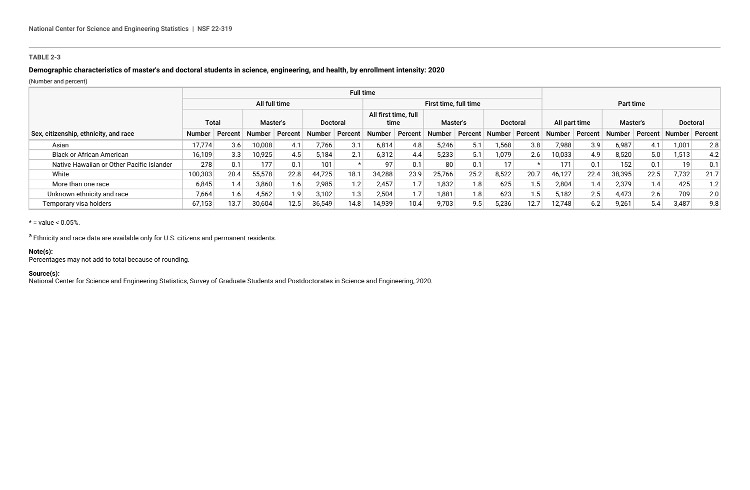**TABLE 2-3**

**Demographic characteristics of master's and doctoral students in science, engineering, and health, by enrollment intensity: 2020**

(Number and percent)

| Sex, citizenship, ethnicity, and race | Full time | | | | | | | | | | | | Part time | | | | | |
|---|---|---|---|---|---|---|---|---|---|---|---|---|---|---|---|---|---|---|
| | All full time | | | | | | First time, full time | | | | | | | | | | | |
| | Total | | Master's | | Doctoral | | All first time, full time | | Master's | | Doctoral | | All part time | | Master's | | Doctoral | |
| | Number | Percent | Number | Percent | Number | Percent | Number | Percent | Number | Percent | Number | Percent | Number | Percent | Number | Percent | Number | Percent |
| Asian | 17,774 | 3.6 | 10,008 | 4.1 | 7,766 | 3.1 | 6,814 | 4.8 | 5,246 | 5.1 | 1,568 | 3.8 | 7,988 | 3.9 | 6,987 | 4.1 | 1,001 | 2.8 |
| Black or African American | 16,109 | 3.3 | 10,925 | 4.5 | 5,184 | 2.1 | 6,312 | 4.4 | 5,233 | 5.1 | 1,079 | 2.6 | 10,033 | 4.9 | 8,520 | 5.0 | 1,513 | 4.2 |
| Native Hawaiian or Other Pacific Islander | 278 | 0.1 | 177 | 0.1 | 101 | * | 97 | 0.1 | 80 | 0.1 | 17 | * | 171 | 0.1 | 152 | 0.1 | 19 | 0.1 |
| White | 100,303 | 20.4 | 55,578 | 22.8 | 44,725 | 18.1 | 34,288 | 23.9 | 25,766 | 25.2 | 8,522 | 20.7 | 46,127 | 22.4 | 38,395 | 22.5 | 7,732 | 21.7 |
| More than one race | 6,845 | 1.4 | 3,860 | 1.6 | 2,985 | 1.2 | 2,457 | 1.7 | 1,832 | 1.8 | 625 | 1.5 | 2,804 | 1.4 | 2,379 | 1.4 | 425 | 1.2 |
| Unknown ethnicity and race | 7,664 | 1.6 | 4,562 | 1.9 | 3,102 | 1.3 | 2,504 | 1.7 | 1,881 | 1.8 | 623 | 1.5 | 5,182 | 2.5 | 4,473 | 2.6 | 709 | 2.0 |
| Temporary visa holders | 67,153 | 13.7 | 30,604 | 12.5 | 36,549 | 14.8 | 14,939 | 10.4 | 9,703 | 9.5 | 5,236 | 12.7 | 12,748 | 6.2 | 9,261 | 5.4 | 3,487 | 9.8 |

* = value < 0.05%.

[a] Ethnicity and race data are available only for U.S. citizens and permanent residents.

**Note(s):**
Percentages may not add to total because of rounding.

**Source(s):**
National Center for Science and Engineering Statistics, Survey of Graduate Students and Postdoctorates in Science and Engineering, 2020.